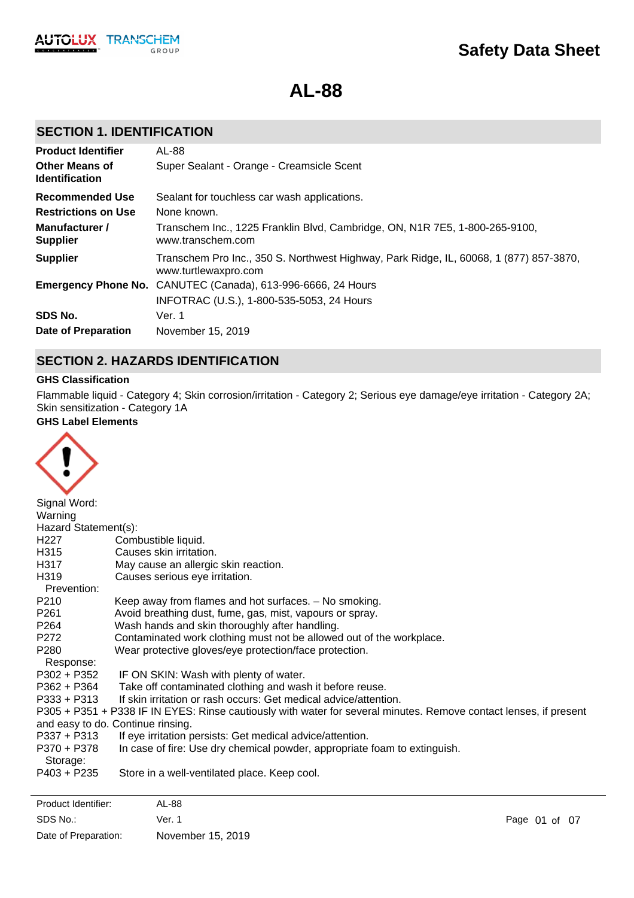# Safety Data Sheet

# AL-88

## SECTION 1. IDENTIFICATION

| | |
|---|---|
| **Product Identifier** | AL-88 |
| **Other Means of Identification** | Super Sealant - Orange - Creamsicle Scent |
| **Recommended Use** | Sealant for touchless car wash applications. |
| **Restrictions on Use** | None known. |
| **Manufacturer / Supplier** | Transchem Inc., 1225 Franklin Blvd, Cambridge, ON, N1R 7E5, 1-800-265-9100, www.transchem.com |
| **Supplier** | Transchem Pro Inc., 350 S. Northwest Highway, Park Ridge, IL, 60068, 1 (877) 857-3870, www.turtlewaxpro.com |
| **Emergency Phone No.** | CANUTEC (Canada), 613-996-6666, 24 Hours<br>INFOTRAC (U.S.), 1-800-535-5053, 24 Hours |
| **SDS No.** | Ver. 1 |
| **Date of Preparation** | November 15, 2019 |

## SECTION 2. HAZARDS IDENTIFICATION

### GHS Classification

Flammable liquid - Category 4; Skin corrosion/irritation - Category 2; Serious eye damage/eye irritation - Category 2A; Skin sensitization - Category 1A

### GHS Label Elements

Signal Word:
Warning

Hazard Statement(s):

H227 Combustible liquid.
H315 Causes skin irritation.
H317 May cause an allergic skin reaction.
H319 Causes serious eye irritation.

Prevention:

P210 Keep away from flames and hot surfaces. – No smoking.
P261 Avoid breathing dust, fume, gas, mist, vapours or spray.
P264 Wash hands and skin thoroughly after handling.
P272 Contaminated work clothing must not be allowed out of the workplace.
P280 Wear protective gloves/eye protection/face protection.

Response:

P302 + P352 IF ON SKIN: Wash with plenty of water.
P362 + P364 Take off contaminated clothing and wash it before reuse.
P333 + P313 If skin irritation or rash occurs: Get medical advice/attention.
P305 + P351 + P338 IF IN EYES: Rinse cautiously with water for several minutes. Remove contact lenses, if present and easy to do. Continue rinsing.
P337 + P313 If eye irritation persists: Get medical advice/attention.
P370 + P378 In case of fire: Use dry chemical powder, appropriate foam to extinguish.

Storage:

P403 + P235 Store in a well-ventilated place. Keep cool.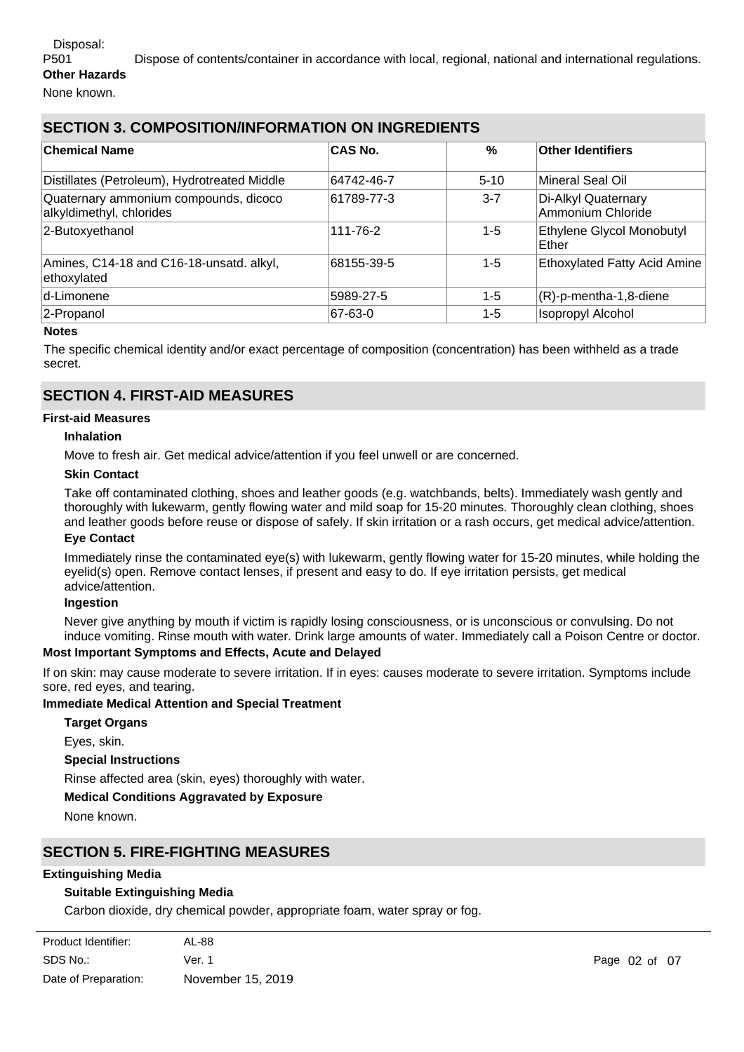Disposal:

P501 Dispose of contents/container in accordance with local, regional, national and international regulations.

**Other Hazards**

None known.

## SECTION 3. COMPOSITION/INFORMATION ON INGREDIENTS

| Chemical Name | CAS No. | % | Other Identifiers |
|---|---|---|---|
| Distillates (Petroleum), Hydrotreated Middle | 64742-46-7 | 5-10 | Mineral Seal Oil |
| Quaternary ammonium compounds, dicoco alkyldimethyl, chlorides | 61789-77-3 | 3-7 | Di-Alkyl Quaternary Ammonium Chloride |
| 2-Butoxyethanol | 111-76-2 | 1-5 | Ethylene Glycol Monobutyl Ether |
| Amines, C14-18 and C16-18-unsatd. alkyl, ethoxylated | 68155-39-5 | 1-5 | Ethoxylated Fatty Acid Amine |
| d-Limonene | 5989-27-5 | 1-5 | (R)-p-mentha-1,8-diene |
| 2-Propanol | 67-63-0 | 1-5 | Isopropyl Alcohol |

**Notes**

The specific chemical identity and/or exact percentage of composition (concentration) has been withheld as a trade secret.

## SECTION 4. FIRST-AID MEASURES

### First-aid Measures

**Inhalation**

Move to fresh air. Get medical advice/attention if you feel unwell or are concerned.

**Skin Contact**

Take off contaminated clothing, shoes and leather goods (e.g. watchbands, belts). Immediately wash gently and thoroughly with lukewarm, gently flowing water and mild soap for 15-20 minutes. Thoroughly clean clothing, shoes and leather goods before reuse or dispose of safely. If skin irritation or a rash occurs, get medical advice/attention.

**Eye Contact**

Immediately rinse the contaminated eye(s) with lukewarm, gently flowing water for 15-20 minutes, while holding the eyelid(s) open. Remove contact lenses, if present and easy to do. If eye irritation persists, get medical advice/attention.

**Ingestion**

Never give anything by mouth if victim is rapidly losing consciousness, or is unconscious or convulsing. Do not induce vomiting. Rinse mouth with water. Drink large amounts of water. Immediately call a Poison Centre or doctor.

### Most Important Symptoms and Effects, Acute and Delayed

If on skin: may cause moderate to severe irritation. If in eyes: causes moderate to severe irritation. Symptoms include sore, red eyes, and tearing.

### Immediate Medical Attention and Special Treatment

**Target Organs**

Eyes, skin.

**Special Instructions**

Rinse affected area (skin, eyes) thoroughly with water.

**Medical Conditions Aggravated by Exposure**

None known.

## SECTION 5. FIRE-FIGHTING MEASURES

### Extinguishing Media

**Suitable Extinguishing Media**

Carbon dioxide, dry chemical powder, appropriate foam, water spray or fog.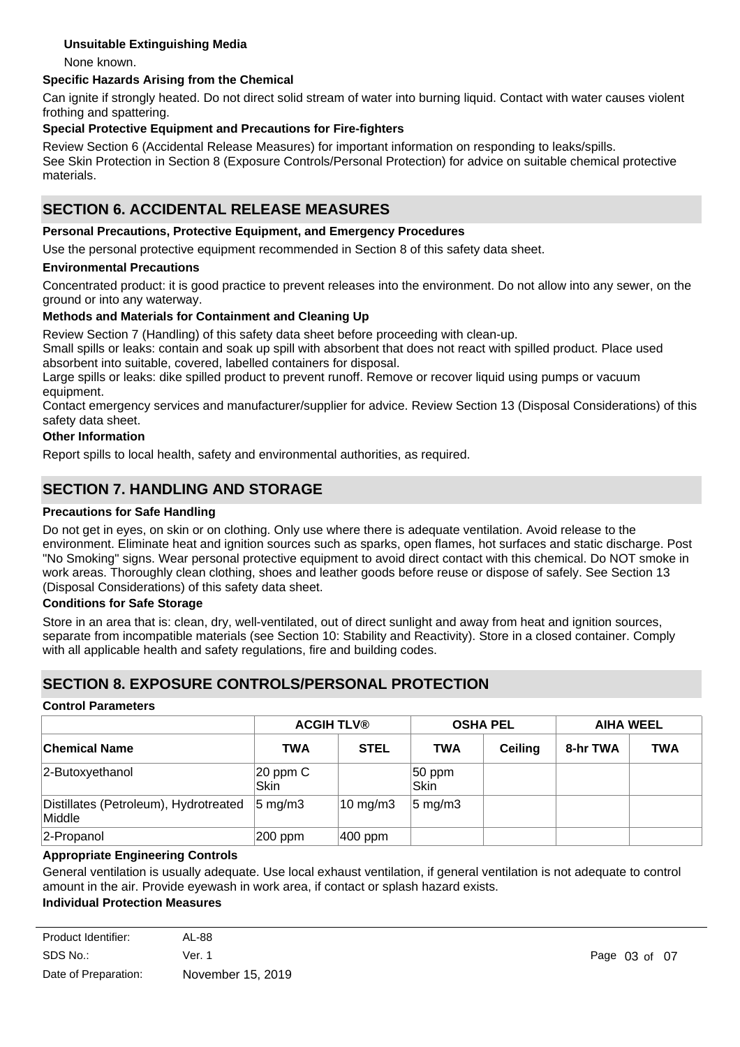**Unsuitable Extinguishing Media**

None known.

**Specific Hazards Arising from the Chemical**

Can ignite if strongly heated. Do not direct solid stream of water into burning liquid. Contact with water causes violent frothing and spattering.

**Special Protective Equipment and Precautions for Fire-fighters**

Review Section 6 (Accidental Release Measures) for important information on responding to leaks/spills.
See Skin Protection in Section 8 (Exposure Controls/Personal Protection) for advice on suitable chemical protective materials.

## SECTION 6. ACCIDENTAL RELEASE MEASURES

**Personal Precautions, Protective Equipment, and Emergency Procedures**

Use the personal protective equipment recommended in Section 8 of this safety data sheet.

**Environmental Precautions**

Concentrated product: it is good practice to prevent releases into the environment. Do not allow into any sewer, on the ground or into any waterway.

**Methods and Materials for Containment and Cleaning Up**

Review Section 7 (Handling) of this safety data sheet before proceeding with clean-up.
Small spills or leaks: contain and soak up spill with absorbent that does not react with spilled product. Place used absorbent into suitable, covered, labelled containers for disposal.
Large spills or leaks: dike spilled product to prevent runoff. Remove or recover liquid using pumps or vacuum equipment.
Contact emergency services and manufacturer/supplier for advice. Review Section 13 (Disposal Considerations) of this safety data sheet.

**Other Information**

Report spills to local health, safety and environmental authorities, as required.

## SECTION 7. HANDLING AND STORAGE

**Precautions for Safe Handling**

Do not get in eyes, on skin or on clothing. Only use where there is adequate ventilation. Avoid release to the environment. Eliminate heat and ignition sources such as sparks, open flames, hot surfaces and static discharge. Post "No Smoking" signs. Wear personal protective equipment to avoid direct contact with this chemical. Do NOT smoke in work areas. Thoroughly clean clothing, shoes and leather goods before reuse or dispose of safely. See Section 13 (Disposal Considerations) of this safety data sheet.

**Conditions for Safe Storage**

Store in an area that is: clean, dry, well-ventilated, out of direct sunlight and away from heat and ignition sources, separate from incompatible materials (see Section 10: Stability and Reactivity). Store in a closed container. Comply with all applicable health and safety regulations, fire and building codes.

## SECTION 8. EXPOSURE CONTROLS/PERSONAL PROTECTION

**Control Parameters**

| | ACGIH TLV® | | OSHA PEL | | AIHA WEEL | |
|---|---|---|---|---|---|---|
| **Chemical Name** | **TWA** | **STEL** | **TWA** | **Ceiling** | **8-hr TWA** | **TWA** |
| 2-Butoxyethanol | 20 ppm C Skin | | 50 ppm Skin | | | |
| Distillates (Petroleum), Hydrotreated Middle | 5 mg/m3 | 10 mg/m3 | 5 mg/m3 | | | |
| 2-Propanol | 200 ppm | 400 ppm | | | | |

**Appropriate Engineering Controls**

General ventilation is usually adequate. Use local exhaust ventilation, if general ventilation is not adequate to control amount in the air. Provide eyewash in work area, if contact or splash hazard exists.

**Individual Protection Measures**

Product Identifier: AL-88
SDS No.: Ver. 1
Date of Preparation: November 15, 2019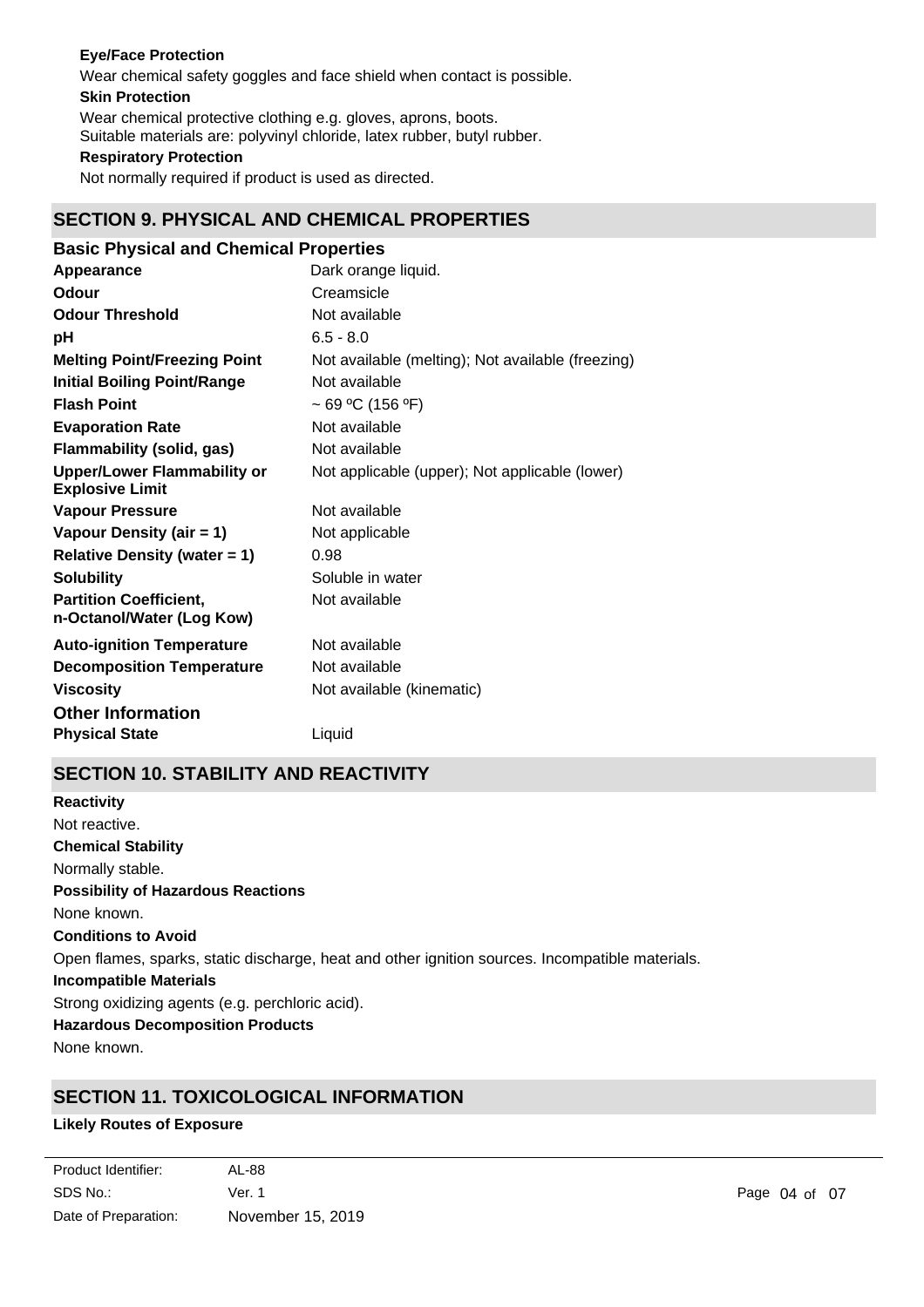**Eye/Face Protection**

Wear chemical safety goggles and face shield when contact is possible.

**Skin Protection**

Wear chemical protective clothing e.g. gloves, aprons, boots.
Suitable materials are: polyvinyl chloride, latex rubber, butyl rubber.

**Respiratory Protection**

Not normally required if product is used as directed.

## SECTION 9. PHYSICAL AND CHEMICAL PROPERTIES

### Basic Physical and Chemical Properties

| | |
|---|---|
| **Appearance** | Dark orange liquid. |
| **Odour** | Creamsicle |
| **Odour Threshold** | Not available |
| **pH** | 6.5 - 8.0 |
| **Melting Point/Freezing Point** | Not available (melting); Not available (freezing) |
| **Initial Boiling Point/Range** | Not available |
| **Flash Point** | ~ 69 ºC (156 ºF) |
| **Evaporation Rate** | Not available |
| **Flammability (solid, gas)** | Not available |
| **Upper/Lower Flammability or Explosive Limit** | Not applicable (upper); Not applicable (lower) |
| **Vapour Pressure** | Not available |
| **Vapour Density (air = 1)** | Not applicable |
| **Relative Density (water = 1)** | 0.98 |
| **Solubility** | Soluble in water |
| **Partition Coefficient, n-Octanol/Water (Log Kow)** | Not available |
| **Auto-ignition Temperature** | Not available |
| **Decomposition Temperature** | Not available |
| **Viscosity** | Not available (kinematic) |

### Other Information

| | |
|---|---|
| **Physical State** | Liquid |

## SECTION 10. STABILITY AND REACTIVITY

**Reactivity**

Not reactive.

**Chemical Stability**

Normally stable.

**Possibility of Hazardous Reactions**

None known.

**Conditions to Avoid**

Open flames, sparks, static discharge, heat and other ignition sources. Incompatible materials.

**Incompatible Materials**

Strong oxidizing agents (e.g. perchloric acid).

**Hazardous Decomposition Products**

None known.

## SECTION 11. TOXICOLOGICAL INFORMATION

**Likely Routes of Exposure**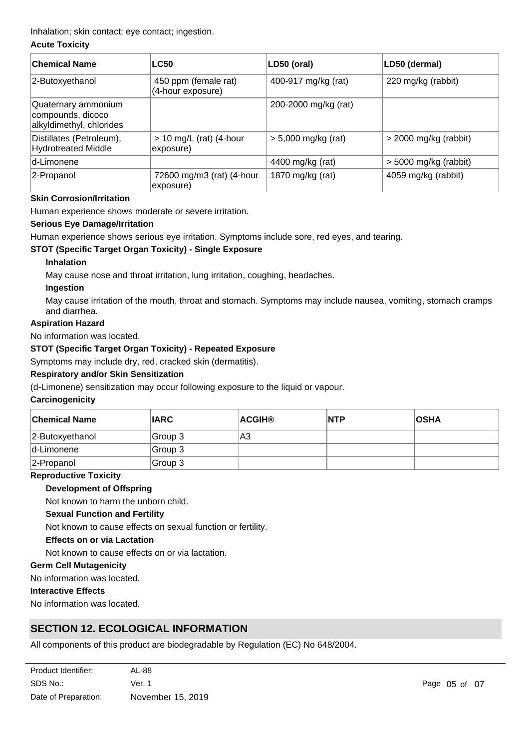Inhalation; skin contact; eye contact; ingestion.

**Acute Toxicity**

| Chemical Name | LC50 | LD50 (oral) | LD50 (dermal) |
|---|---|---|---|
| 2-Butoxyethanol | 450 ppm (female rat) (4-hour exposure) | 400-917 mg/kg (rat) | 220 mg/kg (rabbit) |
| Quaternary ammonium compounds, dicoco alkyldimethyl, chlorides | | 200-2000 mg/kg (rat) | |
| Distillates (Petroleum), Hydrotreated Middle | > 10 mg/L (rat) (4-hour exposure) | > 5,000 mg/kg (rat) | > 2000 mg/kg (rabbit) |
| d-Limonene | | 4400 mg/kg (rat) | > 5000 mg/kg (rabbit) |
| 2-Propanol | 72600 mg/m3 (rat) (4-hour exposure) | 1870 mg/kg (rat) | 4059 mg/kg (rabbit) |

**Skin Corrosion/Irritation**

Human experience shows moderate or severe irritation.

**Serious Eye Damage/Irritation**

Human experience shows serious eye irritation. Symptoms include sore, red eyes, and tearing.

**STOT (Specific Target Organ Toxicity) - Single Exposure**

**Inhalation**

May cause nose and throat irritation, lung irritation, coughing, headaches.

**Ingestion**

May cause irritation of the mouth, throat and stomach. Symptoms may include nausea, vomiting, stomach cramps and diarrhea.

**Aspiration Hazard**

No information was located.

**STOT (Specific Target Organ Toxicity) - Repeated Exposure**

Symptoms may include dry, red, cracked skin (dermatitis).

**Respiratory and/or Skin Sensitization**

(d-Limonene) sensitization may occur following exposure to the liquid or vapour.

**Carcinogenicity**

| Chemical Name | IARC | ACGIH® | NTP | OSHA |
|---|---|---|---|---|
| 2-Butoxyethanol | Group 3 | A3 | | |
| d-Limonene | Group 3 | | | |
| 2-Propanol | Group 3 | | | |

**Reproductive Toxicity**

**Development of Offspring**

Not known to harm the unborn child.

**Sexual Function and Fertility**

Not known to cause effects on sexual function or fertility.

**Effects on or via Lactation**

Not known to cause effects on or via lactation.

**Germ Cell Mutagenicity**

No information was located.

**Interactive Effects**

No information was located.

## SECTION 12. ECOLOGICAL INFORMATION

All components of this product are biodegradable by Regulation (EC) No 648/2004.

Product Identifier: AL-88
SDS No.: Ver. 1
Date of Preparation: November 15, 2019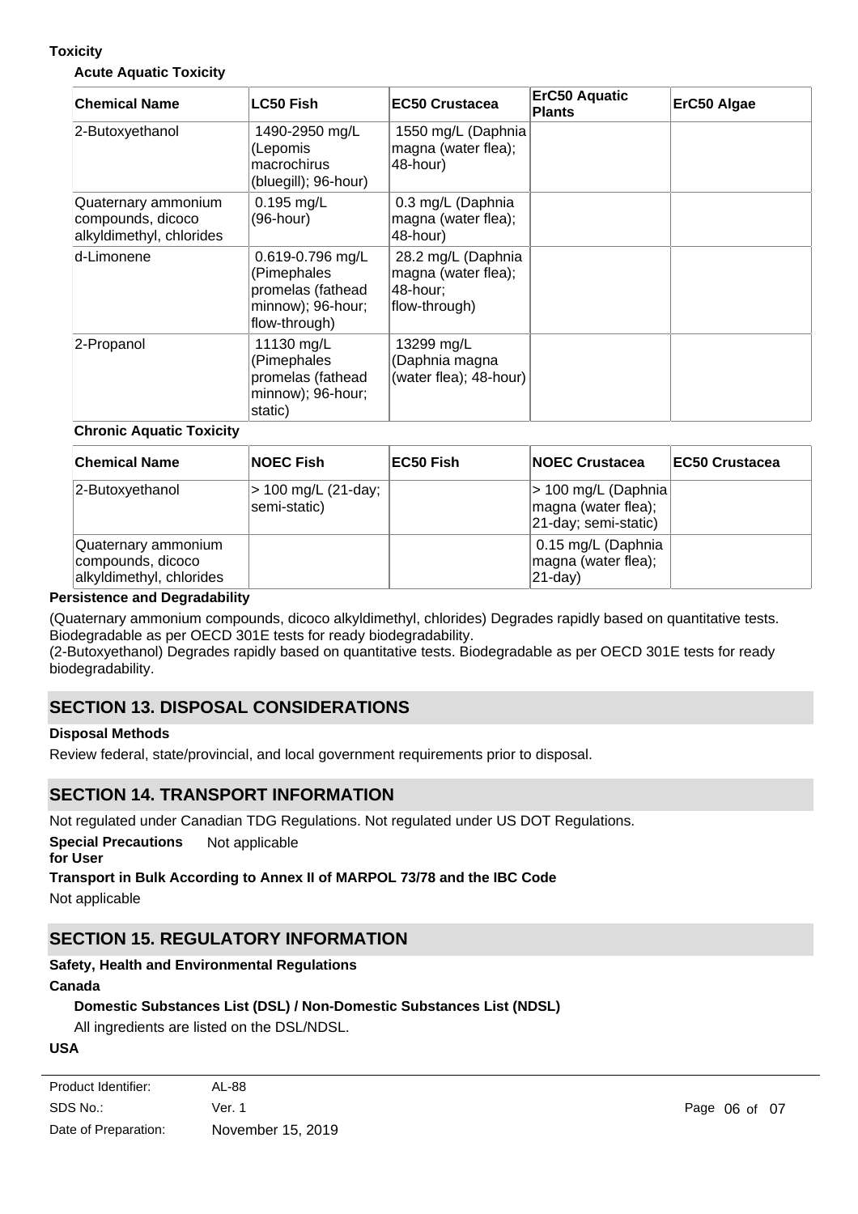**Toxicity**

**Acute Aquatic Toxicity**

| Chemical Name | LC50 Fish | EC50 Crustacea | ErC50 Aquatic Plants | ErC50 Algae |
|---|---|---|---|---|
| 2-Butoxyethanol | 1490-2950 mg/L (Lepomis macrochirus (bluegill); 96-hour) | 1550 mg/L (Daphnia magna (water flea); 48-hour) | | |
| Quaternary ammonium compounds, dicoco alkyldimethyl, chlorides | 0.195 mg/L (96-hour) | 0.3 mg/L (Daphnia magna (water flea); 48-hour) | | |
| d-Limonene | 0.619-0.796 mg/L (Pimephales promelas (fathead minnow); 96-hour; flow-through) | 28.2 mg/L (Daphnia magna (water flea); 48-hour; flow-through) | | |
| 2-Propanol | 11130 mg/L (Pimephales promelas (fathead minnow); 96-hour; static) | 13299 mg/L (Daphnia magna (water flea); 48-hour) | | |

**Chronic Aquatic Toxicity**

| Chemical Name | NOEC Fish | EC50 Fish | NOEC Crustacea | EC50 Crustacea |
|---|---|---|---|---|
| 2-Butoxyethanol | > 100 mg/L (21-day; semi-static) | | > 100 mg/L (Daphnia magna (water flea); 21-day; semi-static) | |
| Quaternary ammonium compounds, dicoco alkyldimethyl, chlorides | | | 0.15 mg/L (Daphnia magna (water flea); 21-day) | |

**Persistence and Degradability**

(Quaternary ammonium compounds, dicoco alkyldimethyl, chlorides) Degrades rapidly based on quantitative tests. Biodegradable as per OECD 301E tests for ready biodegradability.
(2-Butoxyethanol) Degrades rapidly based on quantitative tests. Biodegradable as per OECD 301E tests for ready biodegradability.

## SECTION 13. DISPOSAL CONSIDERATIONS

**Disposal Methods**

Review federal, state/provincial, and local government requirements prior to disposal.

## SECTION 14. TRANSPORT INFORMATION

Not regulated under Canadian TDG Regulations. Not regulated under US DOT Regulations.

**Special Precautions for User** Not applicable

**Transport in Bulk According to Annex II of MARPOL 73/78 and the IBC Code**

Not applicable

## SECTION 15. REGULATORY INFORMATION

**Safety, Health and Environmental Regulations**

**Canada**

**Domestic Substances List (DSL) / Non-Domestic Substances List (NDSL)**

All ingredients are listed on the DSL/NDSL.

**USA**

Product Identifier: AL-88
SDS No.: Ver. 1
Date of Preparation: November 15, 2019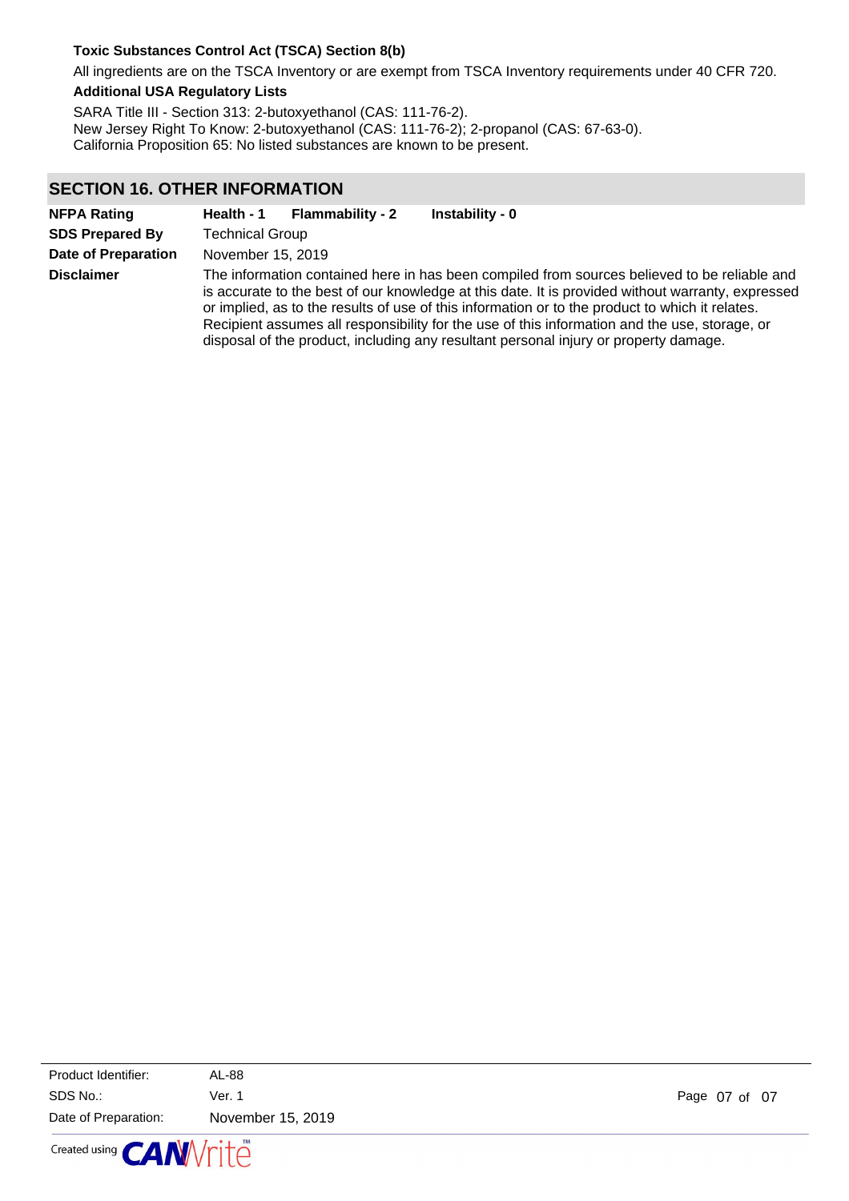**Toxic Substances Control Act (TSCA) Section 8(b)**

All ingredients are on the TSCA Inventory or are exempt from TSCA Inventory requirements under 40 CFR 720.

**Additional USA Regulatory Lists**

SARA Title III - Section 313: 2-butoxyethanol (CAS: 111-76-2).
New Jersey Right To Know: 2-butoxyethanol (CAS: 111-76-2); 2-propanol (CAS: 67-63-0).
California Proposition 65: No listed substances are known to be present.

## SECTION 16. OTHER INFORMATION

| | |
|---|---|
| **NFPA Rating** | **Health - 1** **Flammability - 2** **Instability - 0** |
| **SDS Prepared By** | Technical Group |
| **Date of Preparation** | November 15, 2019 |
| **Disclaimer** | The information contained here in has been compiled from sources believed to be reliable and is accurate to the best of our knowledge at this date. It is provided without warranty, expressed or implied, as to the results of use of this information or to the product to which it relates. Recipient assumes all responsibility for the use of this information and the use, storage, or disposal of the product, including any resultant personal injury or property damage. |